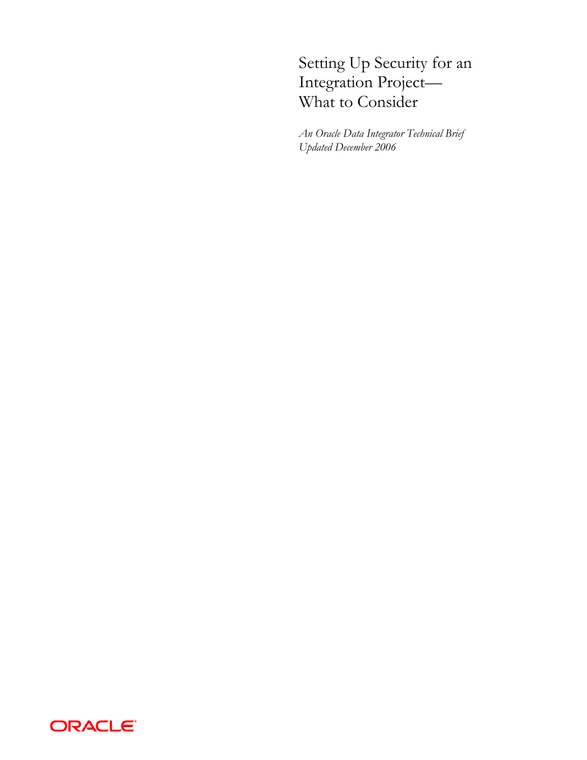# Setting Up Security for an Integration Project—What to Consider

*An Oracle Data Integrator Technical Brief*
*Updated December 2006*

ORACLE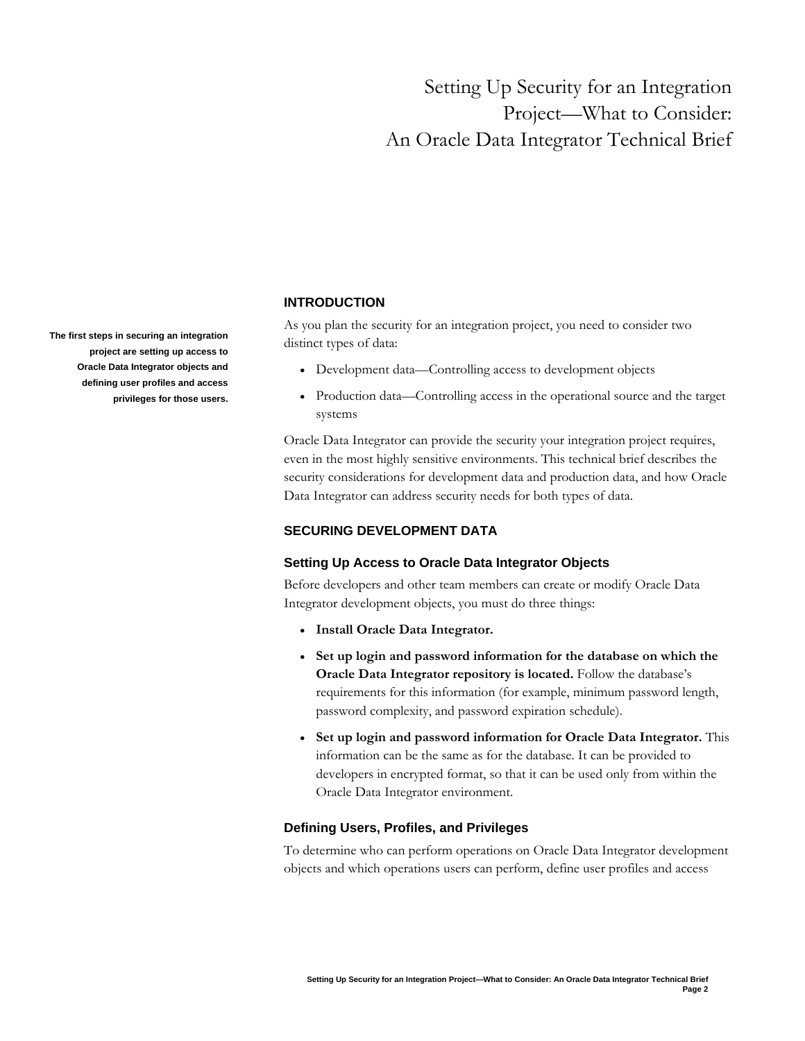# Setting Up Security for an Integration Project—What to Consider: An Oracle Data Integrator Technical Brief

## INTRODUCTION

**The first steps in securing an integration project are setting up access to Oracle Data Integrator objects and defining user profiles and access privileges for those users.**

As you plan the security for an integration project, you need to consider two distinct types of data:

- Development data—Controlling access to development objects
- Production data—Controlling access in the operational source and the target systems

Oracle Data Integrator can provide the security your integration project requires, even in the most highly sensitive environments. This technical brief describes the security considerations for development data and production data, and how Oracle Data Integrator can address security needs for both types of data.

## SECURING DEVELOPMENT DATA

### Setting Up Access to Oracle Data Integrator Objects

Before developers and other team members can create or modify Oracle Data Integrator development objects, you must do three things:

- **Install Oracle Data Integrator.**
- **Set up login and password information for the database on which the Oracle Data Integrator repository is located.** Follow the database's requirements for this information (for example, minimum password length, password complexity, and password expiration schedule).
- **Set up login and password information for Oracle Data Integrator.** This information can be the same as for the database. It can be provided to developers in encrypted format, so that it can be used only from within the Oracle Data Integrator environment.

### Defining Users, Profiles, and Privileges

To determine who can perform operations on Oracle Data Integrator development objects and which operations users can perform, define user profiles and access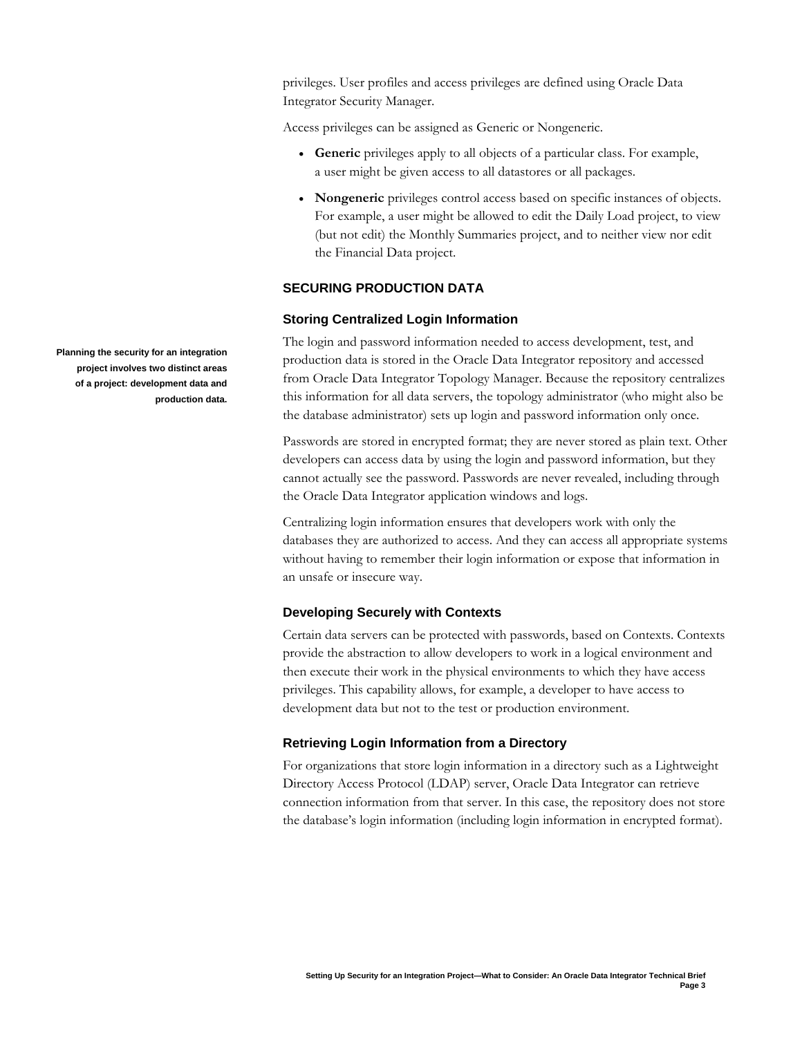privileges. User profiles and access privileges are defined using Oracle Data Integrator Security Manager.

Access privileges can be assigned as Generic or Nongeneric.

- **Generic** privileges apply to all objects of a particular class. For example, a user might be given access to all datastores or all packages.
- **Nongeneric** privileges control access based on specific instances of objects. For example, a user might be allowed to edit the Daily Load project, to view (but not edit) the Monthly Summaries project, and to neither view nor edit the Financial Data project.

## SECURING PRODUCTION DATA

### Storing Centralized Login Information

**Planning the security for an integration project involves two distinct areas of a project: development data and production data.**

The login and password information needed to access development, test, and production data is stored in the Oracle Data Integrator repository and accessed from Oracle Data Integrator Topology Manager. Because the repository centralizes this information for all data servers, the topology administrator (who might also be the database administrator) sets up login and password information only once.

Passwords are stored in encrypted format; they are never stored as plain text. Other developers can access data by using the login and password information, but they cannot actually see the password. Passwords are never revealed, including through the Oracle Data Integrator application windows and logs.

Centralizing login information ensures that developers work with only the databases they are authorized to access. And they can access all appropriate systems without having to remember their login information or expose that information in an unsafe or insecure way.

### Developing Securely with Contexts

Certain data servers can be protected with passwords, based on Contexts. Contexts provide the abstraction to allow developers to work in a logical environment and then execute their work in the physical environments to which they have access privileges. This capability allows, for example, a developer to have access to development data but not to the test or production environment.

### Retrieving Login Information from a Directory

For organizations that store login information in a directory such as a Lightweight Directory Access Protocol (LDAP) server, Oracle Data Integrator can retrieve connection information from that server. In this case, the repository does not store the database's login information (including login information in encrypted format).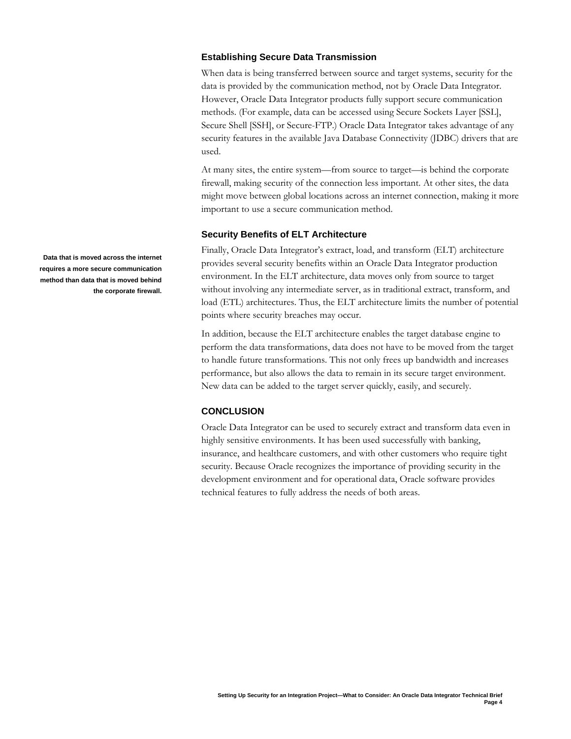### Establishing Secure Data Transmission

When data is being transferred between source and target systems, security for the data is provided by the communication method, not by Oracle Data Integrator. However, Oracle Data Integrator products fully support secure communication methods. (For example, data can be accessed using Secure Sockets Layer [SSL], Secure Shell [SSH], or Secure-FTP.) Oracle Data Integrator takes advantage of any security features in the available Java Database Connectivity (JDBC) drivers that are used.

At many sites, the entire system—from source to target—is behind the corporate firewall, making security of the connection less important. At other sites, the data might move between global locations across an internet connection, making it more important to use a secure communication method.

**Data that is moved across the internet requires a more secure communication method than data that is moved behind the corporate firewall.**

### Security Benefits of ELT Architecture

Finally, Oracle Data Integrator's extract, load, and transform (ELT) architecture provides several security benefits within an Oracle Data Integrator production environment. In the ELT architecture, data moves only from source to target without involving any intermediate server, as in traditional extract, transform, and load (ETL) architectures. Thus, the ELT architecture limits the number of potential points where security breaches may occur.

In addition, because the ELT architecture enables the target database engine to perform the data transformations, data does not have to be moved from the target to handle future transformations. This not only frees up bandwidth and increases performance, but also allows the data to remain in its secure target environment. New data can be added to the target server quickly, easily, and securely.

## CONCLUSION

Oracle Data Integrator can be used to securely extract and transform data even in highly sensitive environments. It has been used successfully with banking, insurance, and healthcare customers, and with other customers who require tight security. Because Oracle recognizes the importance of providing security in the development environment and for operational data, Oracle software provides technical features to fully address the needs of both areas.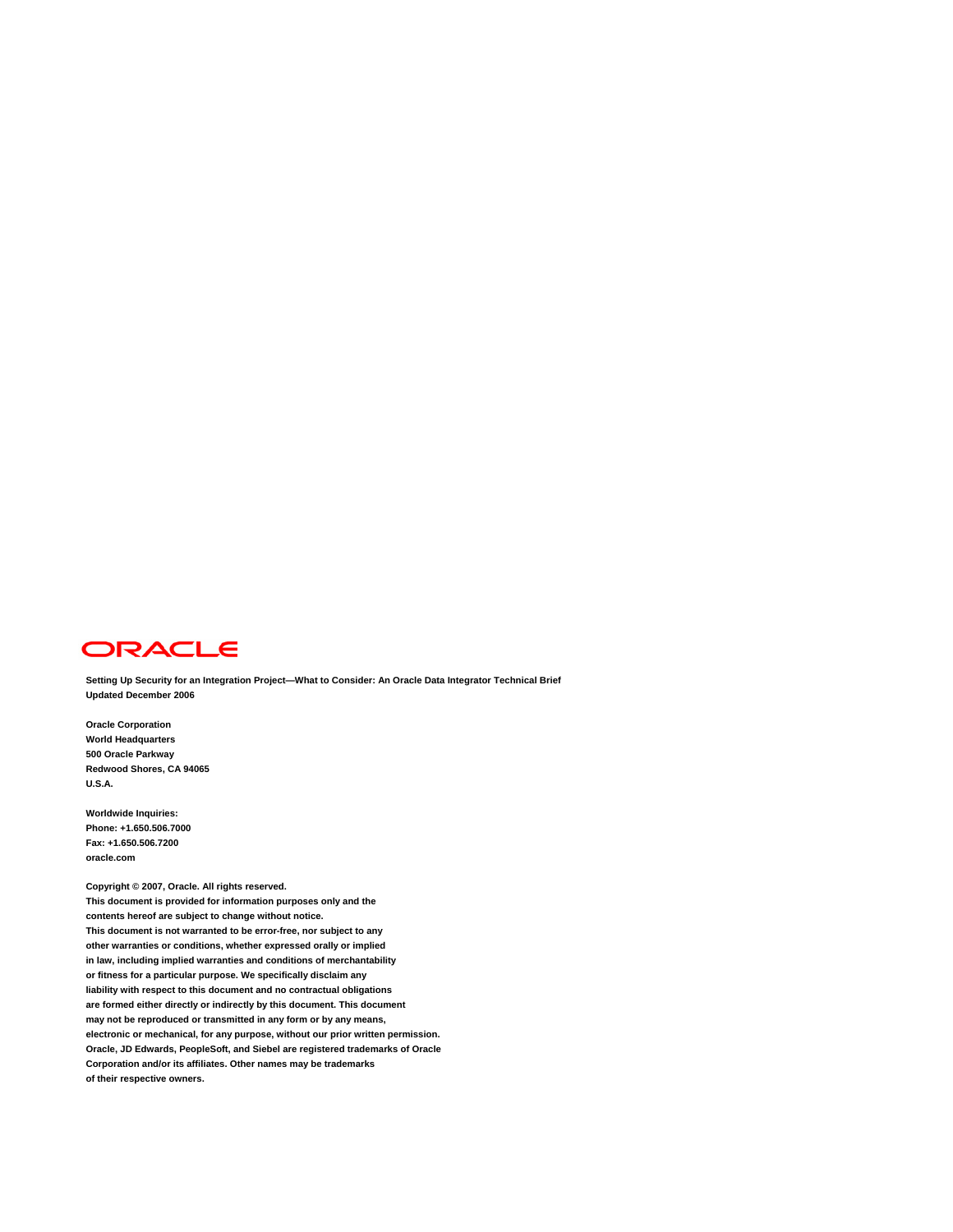ORACLE

**Setting Up Security for an Integration Project—What to Consider: An Oracle Data Integrator Technical Brief**
**Updated December 2006**

**Oracle Corporation**
**World Headquarters**
**500 Oracle Parkway**
**Redwood Shores, CA 94065**
**U.S.A.**

**Worldwide Inquiries:**
**Phone: +1.650.506.7000**
**Fax: +1.650.506.7200**
**oracle.com**

**Copyright © 2007, Oracle. All rights reserved.**
**This document is provided for information purposes only and the contents hereof are subject to change without notice.**
**This document is not warranted to be error-free, nor subject to any other warranties or conditions, whether expressed orally or implied in law, including implied warranties and conditions of merchantability or fitness for a particular purpose. We specifically disclaim any liability with respect to this document and no contractual obligations are formed either directly or indirectly by this document. This document may not be reproduced or transmitted in any form or by any means, electronic or mechanical, for any purpose, without our prior written permission.**
**Oracle, JD Edwards, PeopleSoft, and Siebel are registered trademarks of Oracle Corporation and/or its affiliates. Other names may be trademarks of their respective owners.**